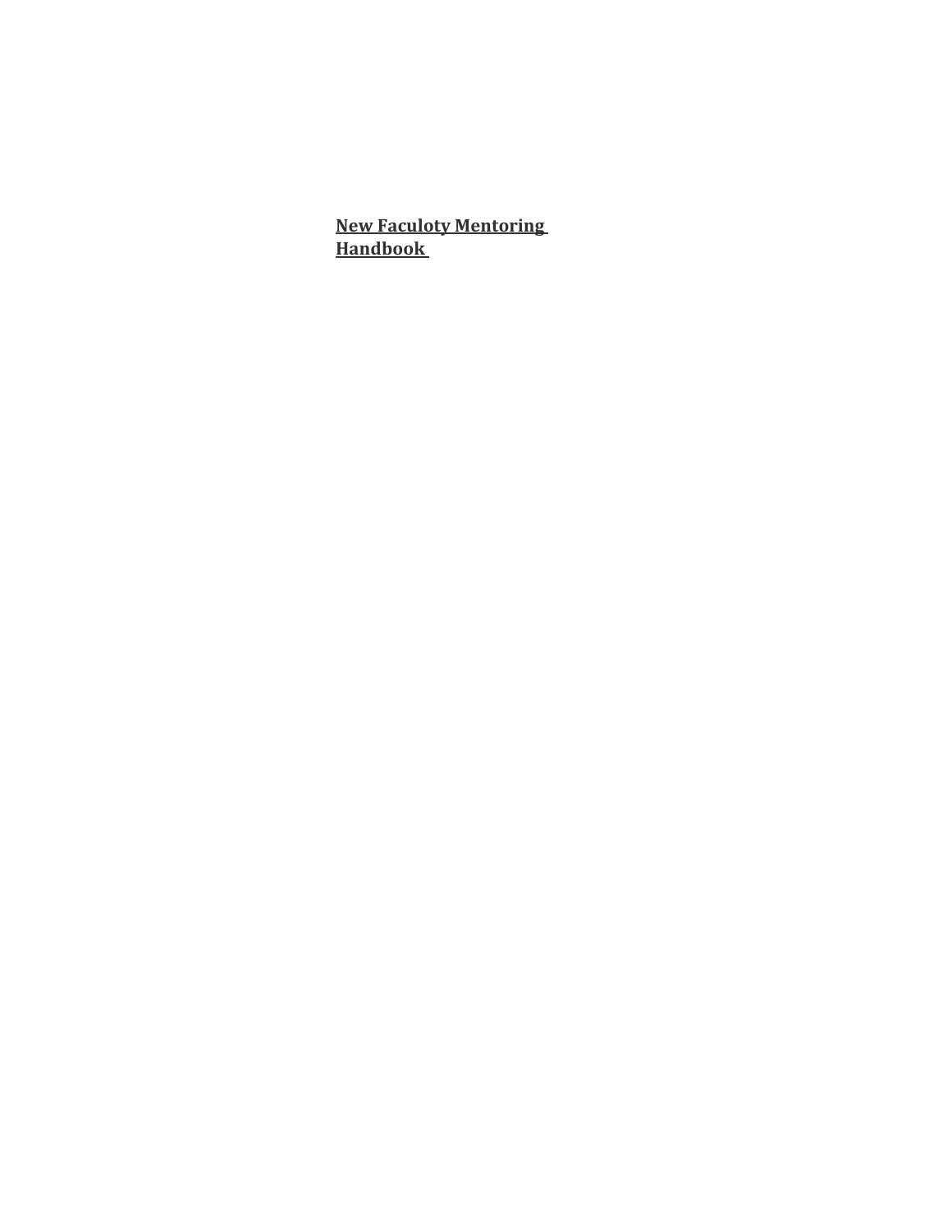# New Faculoty Mentoring Handbook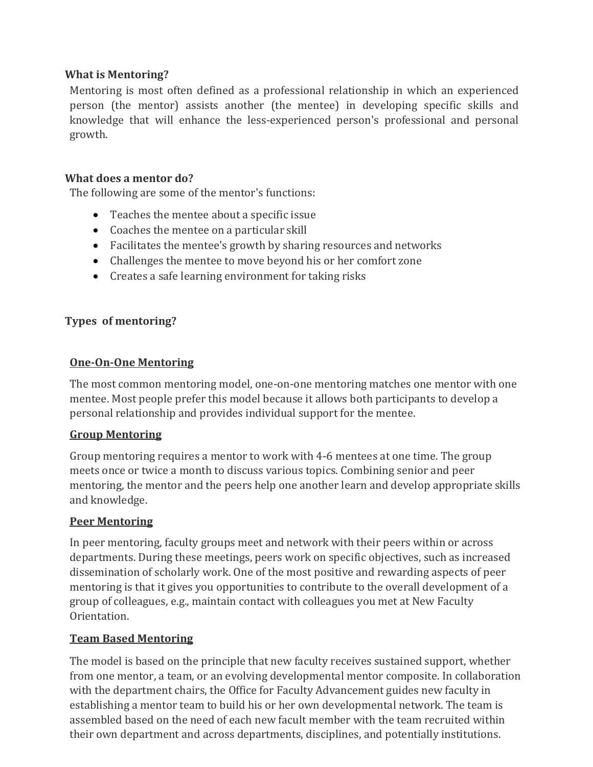**What is Mentoring?**

Mentoring is most often defined as a professional relationship in which an experienced person (the mentor) assists another (the mentee) in developing specific skills and knowledge that will enhance the less-experienced person's professional and personal growth.

**What does a mentor do?**

The following are some of the mentor's functions:

- Teaches the mentee about a specific issue
- Coaches the mentee on a particular skill
- Facilitates the mentee's growth by sharing resources and networks
- Challenges the mentee to move beyond his or her comfort zone
- Creates a safe learning environment for taking risks

**Types of mentoring?**

**One-On-One Mentoring**

The most common mentoring model, one-on-one mentoring matches one mentor with one mentee. Most people prefer this model because it allows both participants to develop a personal relationship and provides individual support for the mentee.

**Group Mentoring**

Group mentoring requires a mentor to work with 4-6 mentees at one time. The group meets once or twice a month to discuss various topics. Combining senior and peer mentoring, the mentor and the peers help one another learn and develop appropriate skills and knowledge.

**Peer Mentoring**

In peer mentoring, faculty groups meet and network with their peers within or across departments. During these meetings, peers work on specific objectives, such as increased dissemination of scholarly work. One of the most positive and rewarding aspects of peer mentoring is that it gives you opportunities to contribute to the overall development of a group of colleagues, e.g., maintain contact with colleagues you met at New Faculty Orientation.

**Team Based Mentoring**

The model is based on the principle that new faculty receives sustained support, whether from one mentor, a team, or an evolving developmental mentor composite. In collaboration with the department chairs, the Office for Faculty Advancement guides new faculty in establishing a mentor team to build his or her own developmental network. The team is assembled based on the need of each new facult member with the team recruited within their own department and across departments, disciplines, and potentially institutions.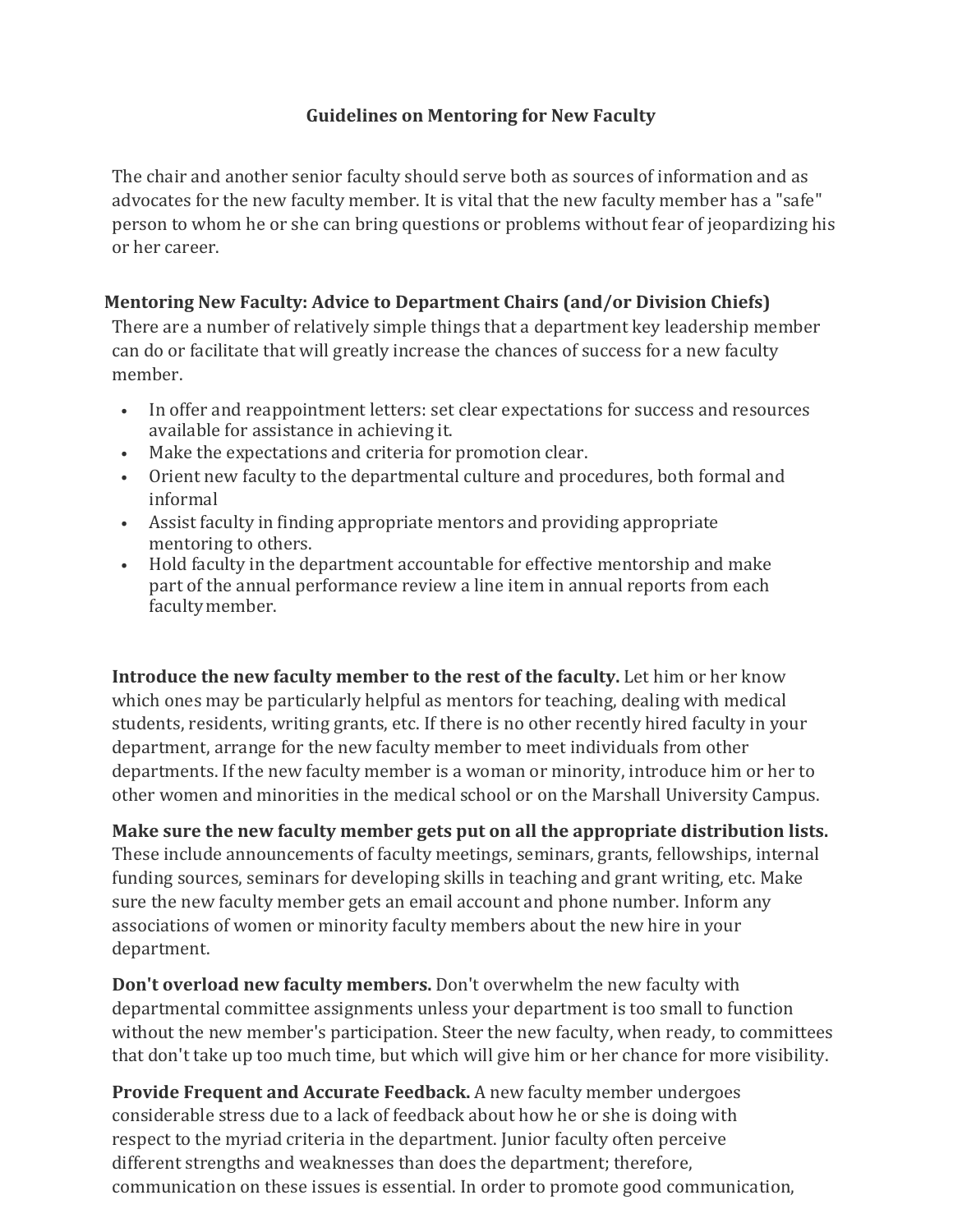## Guidelines on Mentoring for New Faculty

The chair and another senior faculty should serve both as sources of information and as advocates for the new faculty member. It is vital that the new faculty member has a "safe" person to whom he or she can bring questions or problems without fear of jeopardizing his or her career.

### Mentoring New Faculty: Advice to Department Chairs (and/or Division Chiefs)

There are a number of relatively simple things that a department key leadership member can do or facilitate that will greatly increase the chances of success for a new faculty member.

- In offer and reappointment letters: set clear expectations for success and resources available for assistance in achieving it.
- Make the expectations and criteria for promotion clear.
- Orient new faculty to the departmental culture and procedures, both formal and informal
- Assist faculty in finding appropriate mentors and providing appropriate mentoring to others.
- Hold faculty in the department accountable for effective mentorship and make part of the annual performance review a line item in annual reports from each faculty member.

**Introduce the new faculty member to the rest of the faculty.** Let him or her know which ones may be particularly helpful as mentors for teaching, dealing with medical students, residents, writing grants, etc. If there is no other recently hired faculty in your department, arrange for the new faculty member to meet individuals from other departments. If the new faculty member is a woman or minority, introduce him or her to other women and minorities in the medical school or on the Marshall University Campus.

**Make sure the new faculty member gets put on all the appropriate distribution lists.** These include announcements of faculty meetings, seminars, grants, fellowships, internal funding sources, seminars for developing skills in teaching and grant writing, etc. Make sure the new faculty member gets an email account and phone number. Inform any associations of women or minority faculty members about the new hire in your department.

**Don't overload new faculty members.** Don't overwhelm the new faculty with departmental committee assignments unless your department is too small to function without the new member's participation. Steer the new faculty, when ready, to committees that don't take up too much time, but which will give him or her chance for more visibility.

**Provide Frequent and Accurate Feedback.** A new faculty member undergoes considerable stress due to a lack of feedback about how he or she is doing with respect to the myriad criteria in the department. Junior faculty often perceive different strengths and weaknesses than does the department; therefore, communication on these issues is essential. In order to promote good communication,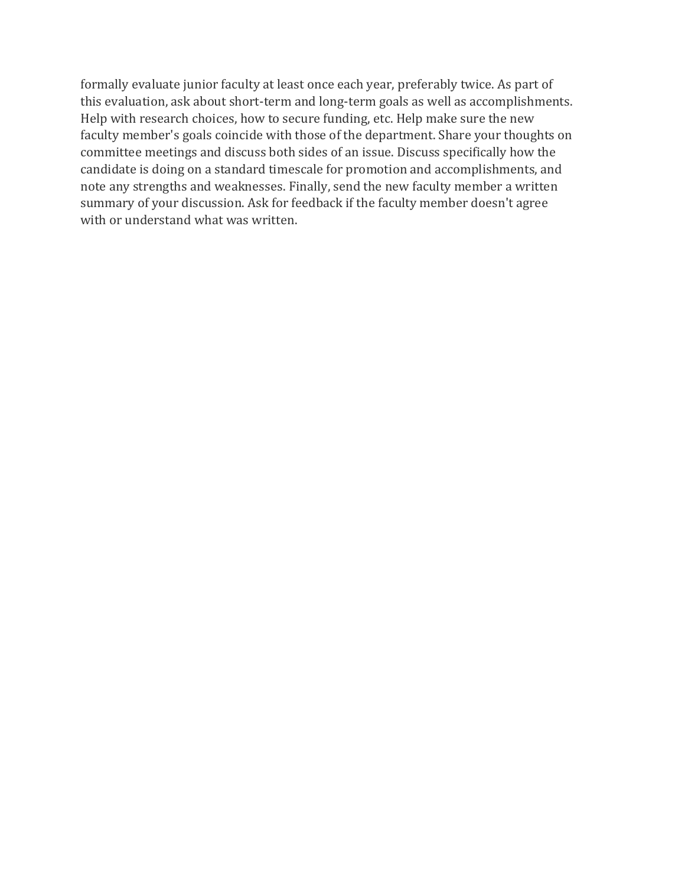formally evaluate junior faculty at least once each year, preferably twice. As part of this evaluation, ask about short-term and long-term goals as well as accomplishments. Help with research choices, how to secure funding, etc. Help make sure the new faculty member's goals coincide with those of the department. Share your thoughts on committee meetings and discuss both sides of an issue. Discuss specifically how the candidate is doing on a standard timescale for promotion and accomplishments, and note any strengths and weaknesses. Finally, send the new faculty member a written summary of your discussion. Ask for feedback if the faculty member doesn't agree with or understand what was written.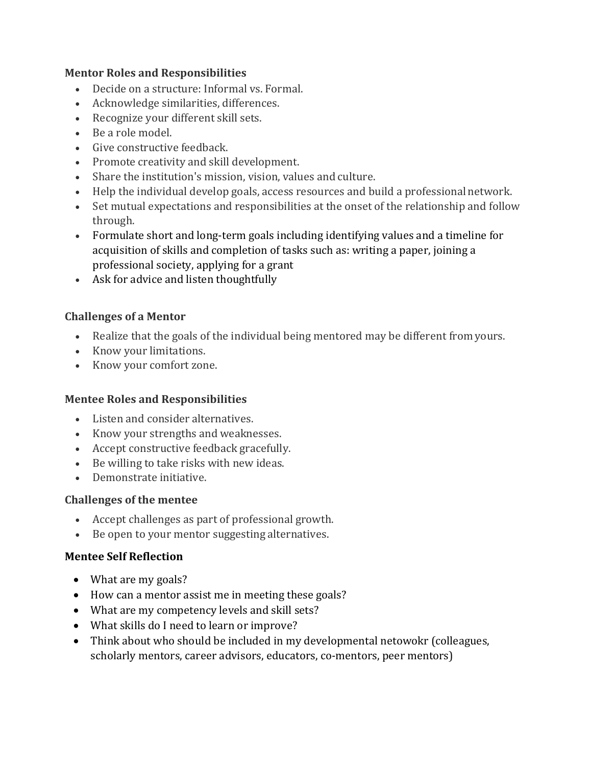**Mentor Roles and Responsibilities**

- Decide on a structure: Informal vs. Formal.
- Acknowledge similarities, differences.
- Recognize your different skill sets.
- Be a role model.
- Give constructive feedback.
- Promote creativity and skill development.
- Share the institution's mission, vision, values and culture.
- Help the individual develop goals, access resources and build a professional network.
- Set mutual expectations and responsibilities at the onset of the relationship and follow through.
- Formulate short and long-term goals including identifying values and a timeline for acquisition of skills and completion of tasks such as: writing a paper, joining a professional society, applying for a grant
- Ask for advice and listen thoughtfully

**Challenges of a Mentor**

- Realize that the goals of the individual being mentored may be different from yours.
- Know your limitations.
- Know your comfort zone.

**Mentee Roles and Responsibilities**

- Listen and consider alternatives.
- Know your strengths and weaknesses.
- Accept constructive feedback gracefully.
- Be willing to take risks with new ideas.
- Demonstrate initiative.

**Challenges of the mentee**

- Accept challenges as part of professional growth.
- Be open to your mentor suggesting alternatives.

**Mentee Self Reflection**

- What are my goals?
- How can a mentor assist me in meeting these goals?
- What are my competency levels and skill sets?
- What skills do I need to learn or improve?
- Think about who should be included in my developmental netowokr (colleagues, scholarly mentors, career advisors, educators, co-mentors, peer mentors)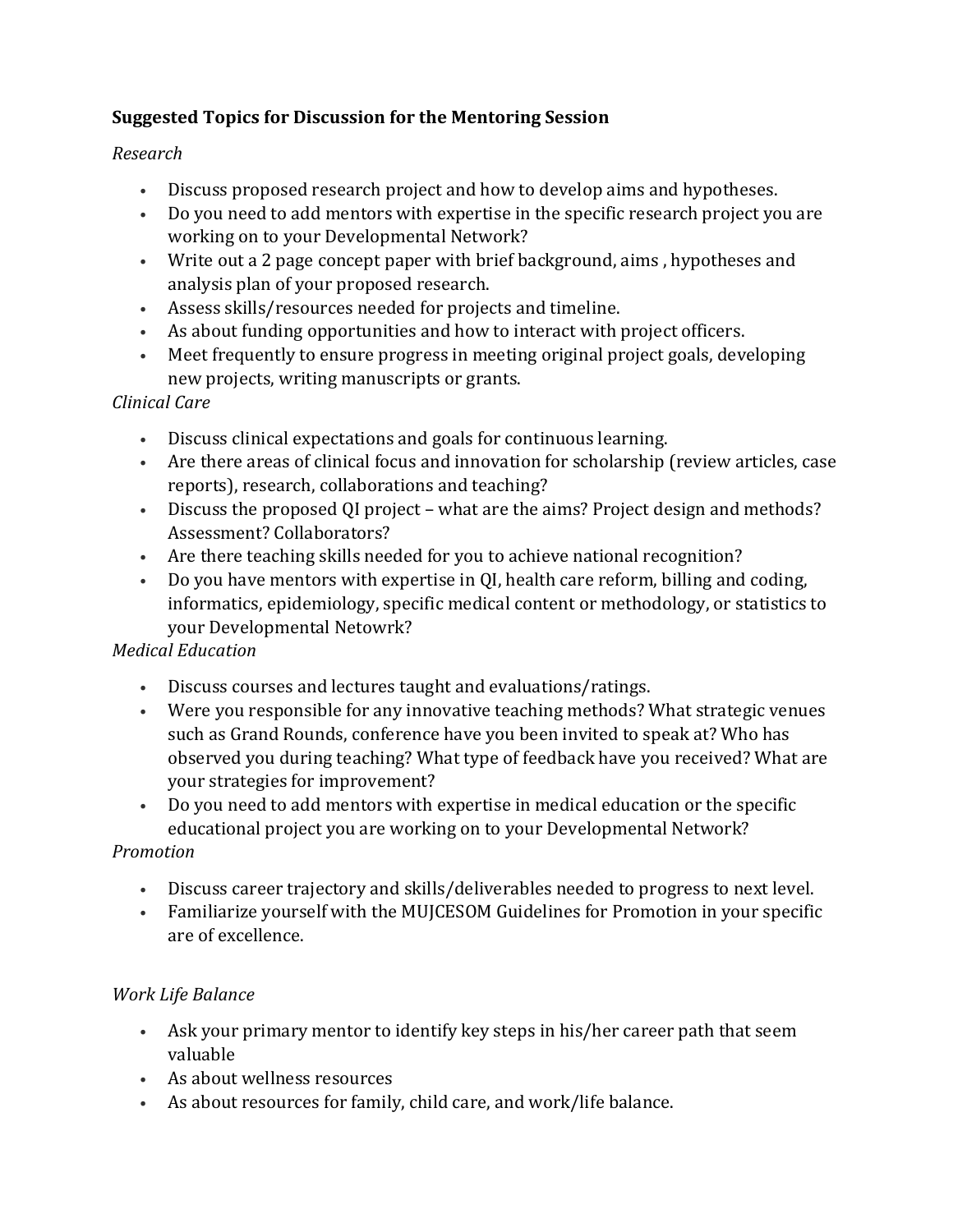**Suggested Topics for Discussion for the Mentoring Session**

*Research*

- Discuss proposed research project and how to develop aims and hypotheses.
- Do you need to add mentors with expertise in the specific research project you are working on to your Developmental Network?
- Write out a 2 page concept paper with brief background, aims , hypotheses and analysis plan of your proposed research.
- Assess skills/resources needed for projects and timeline.
- As about funding opportunities and how to interact with project officers.
- Meet frequently to ensure progress in meeting original project goals, developing new projects, writing manuscripts or grants.

*Clinical Care*

- Discuss clinical expectations and goals for continuous learning.
- Are there areas of clinical focus and innovation for scholarship (review articles, case reports), research, collaborations and teaching?
- Discuss the proposed QI project – what are the aims? Project design and methods? Assessment? Collaborators?
- Are there teaching skills needed for you to achieve national recognition?
- Do you have mentors with expertise in QI, health care reform, billing and coding, informatics, epidemiology, specific medical content or methodology, or statistics to your Developmental Netowrk?

*Medical Education*

- Discuss courses and lectures taught and evaluations/ratings.
- Were you responsible for any innovative teaching methods? What strategic venues such as Grand Rounds, conference have you been invited to speak at? Who has observed you during teaching? What type of feedback have you received? What are your strategies for improvement?
- Do you need to add mentors with expertise in medical education or the specific educational project you are working on to your Developmental Network?

*Promotion*

- Discuss career trajectory and skills/deliverables needed to progress to next level.
- Familiarize yourself with the MUJCESOM Guidelines for Promotion in your specific are of excellence.

*Work Life Balance*

- Ask your primary mentor to identify key steps in his/her career path that seem valuable
- As about wellness resources
- As about resources for family, child care, and work/life balance.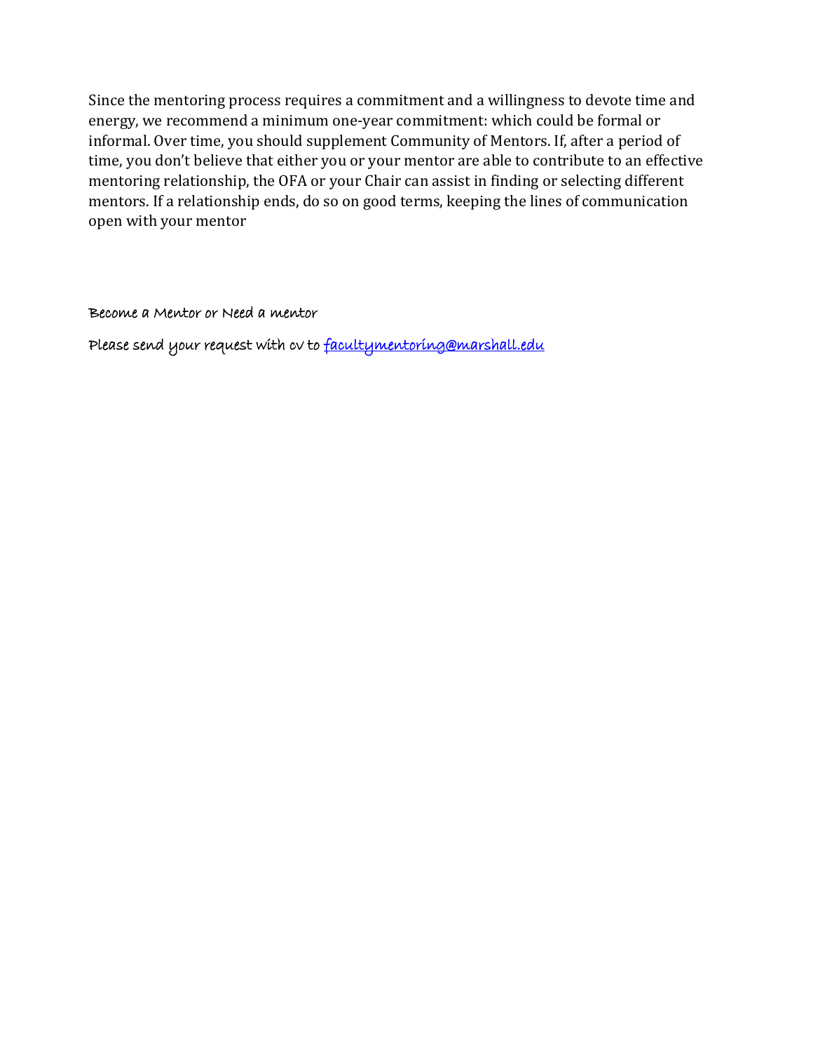Since the mentoring process requires a commitment and a willingness to devote time and energy, we recommend a minimum one-year commitment: which could be formal or informal. Over time, you should supplement Community of Mentors. If, after a period of time, you don't believe that either you or your mentor are able to contribute to an effective mentoring relationship, the OFA or your Chair can assist in finding or selecting different mentors. If a relationship ends, do so on good terms, keeping the lines of communication open with your mentor

Become a Mentor or Need a mentor

Please send your request with cv to [facultymentoring@marshall.edu](mailto:facultymentoring@marshall.edu)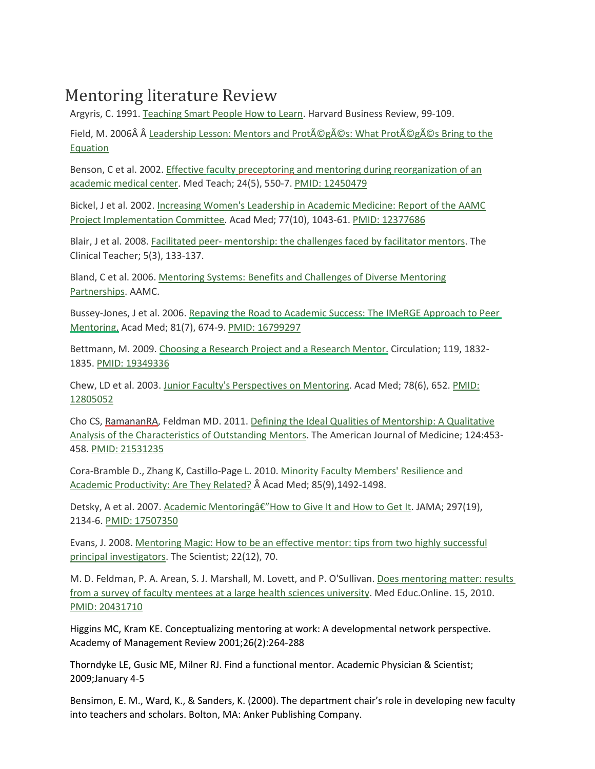# Mentoring literature Review

Argyris, C. 1991. Teaching Smart People How to Learn. Harvard Business Review, 99-109.

Field, M. 2006Â Â Leadership Lesson: Mentors and ProtÃ©gÃ©s: What ProtÃ©gÃ©s Bring to the Equation

Benson, C et al. 2002. Effective faculty preceptoring and mentoring during reorganization of an academic medical center. Med Teach; 24(5), 550-7. PMID: 12450479

Bickel, J et al. 2002. Increasing Women's Leadership in Academic Medicine: Report of the AAMC Project Implementation Committee. Acad Med; 77(10), 1043-61. PMID: 12377686

Blair, J et al. 2008. Facilitated peer- mentorship: the challenges faced by facilitator mentors. The Clinical Teacher; 5(3), 133-137.

Bland, C et al. 2006. Mentoring Systems: Benefits and Challenges of Diverse Mentoring Partnerships. AAMC.

Bussey-Jones, J et al. 2006. Repaving the Road to Academic Success: The IMeRGE Approach to Peer Mentoring. Acad Med; 81(7), 674-9. PMID: 16799297

Bettmann, M. 2009. Choosing a Research Project and a Research Mentor. Circulation; 119, 1832-1835. PMID: 19349336

Chew, LD et al. 2003. Junior Faculty's Perspectives on Mentoring. Acad Med; 78(6), 652. PMID: 12805052

Cho CS, RamananRA, Feldman MD. 2011. Defining the Ideal Qualities of Mentorship: A Qualitative Analysis of the Characteristics of Outstanding Mentors. The American Journal of Medicine; 124:453-458. PMID: 21531235

Cora-Bramble D., Zhang K, Castillo-Page L. 2010. Minority Faculty Members' Resilience and Academic Productivity: Are They Related? Â Acad Med; 85(9),1492-1498.

Detsky, A et al. 2007. Academic Mentoringâ€"How to Give It and How to Get It. JAMA; 297(19), 2134-6. PMID: 17507350

Evans, J. 2008. Mentoring Magic: How to be an effective mentor: tips from two highly successful principal investigators. The Scientist; 22(12), 70.

M. D. Feldman, P. A. Arean, S. J. Marshall, M. Lovett, and P. O'Sullivan. Does mentoring matter: results from a survey of faculty mentees at a large health sciences university. Med Educ.Online. 15, 2010. PMID: 20431710

Higgins MC, Kram KE. Conceptualizing mentoring at work: A developmental network perspective. Academy of Management Review 2001;26(2):264-288

Thorndyke LE, Gusic ME, Milner RJ. Find a functional mentor. Academic Physician & Scientist; 2009;January 4-5

Bensimon, E. M., Ward, K., & Sanders, K. (2000). The department chair's role in developing new faculty into teachers and scholars. Bolton, MA: Anker Publishing Company.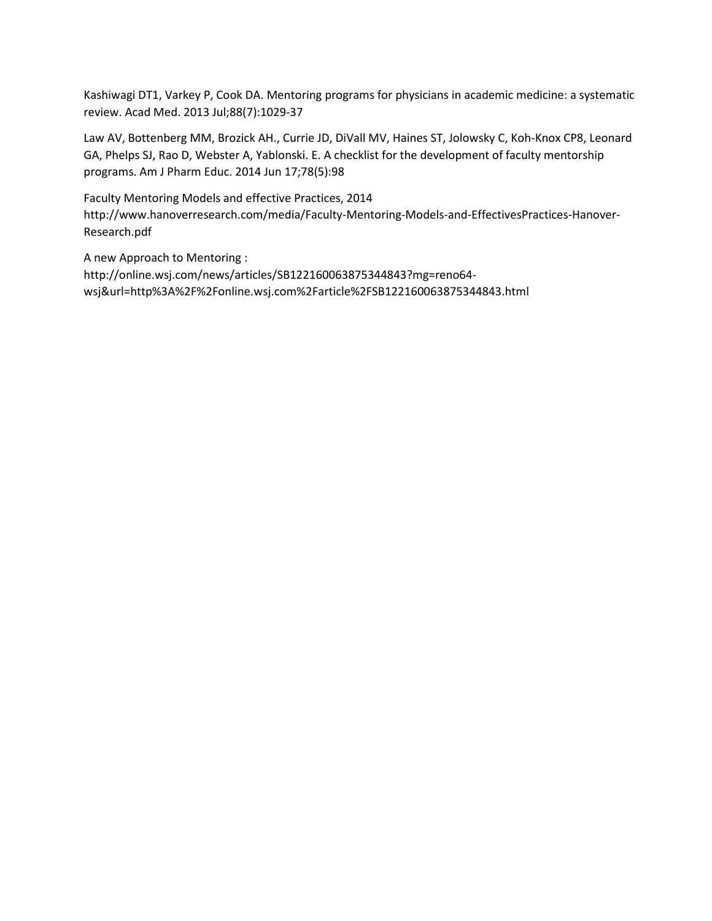Kashiwagi DT1, Varkey P, Cook DA. Mentoring programs for physicians in academic medicine: a systematic review. Acad Med. 2013 Jul;88(7):1029-37

Law AV, Bottenberg MM, Brozick AH., Currie JD, DiVall MV, Haines ST, Jolowsky C, Koh-Knox CP8, Leonard GA, Phelps SJ, Rao D, Webster A, Yablonski. E. A checklist for the development of faculty mentorship programs. Am J Pharm Educ. 2014 Jun 17;78(5):98

Faculty Mentoring Models and effective Practices, 2014
http://www.hanoverresearch.com/media/Faculty-Mentoring-Models-and-EffectivesPractices-Hanover-Research.pdf

A new Approach to Mentoring :
http://online.wsj.com/news/articles/SB122160063875344843?mg=reno64-wsj&url=http%3A%2F%2Fonline.wsj.com%2Farticle%2FSB122160063875344843.html